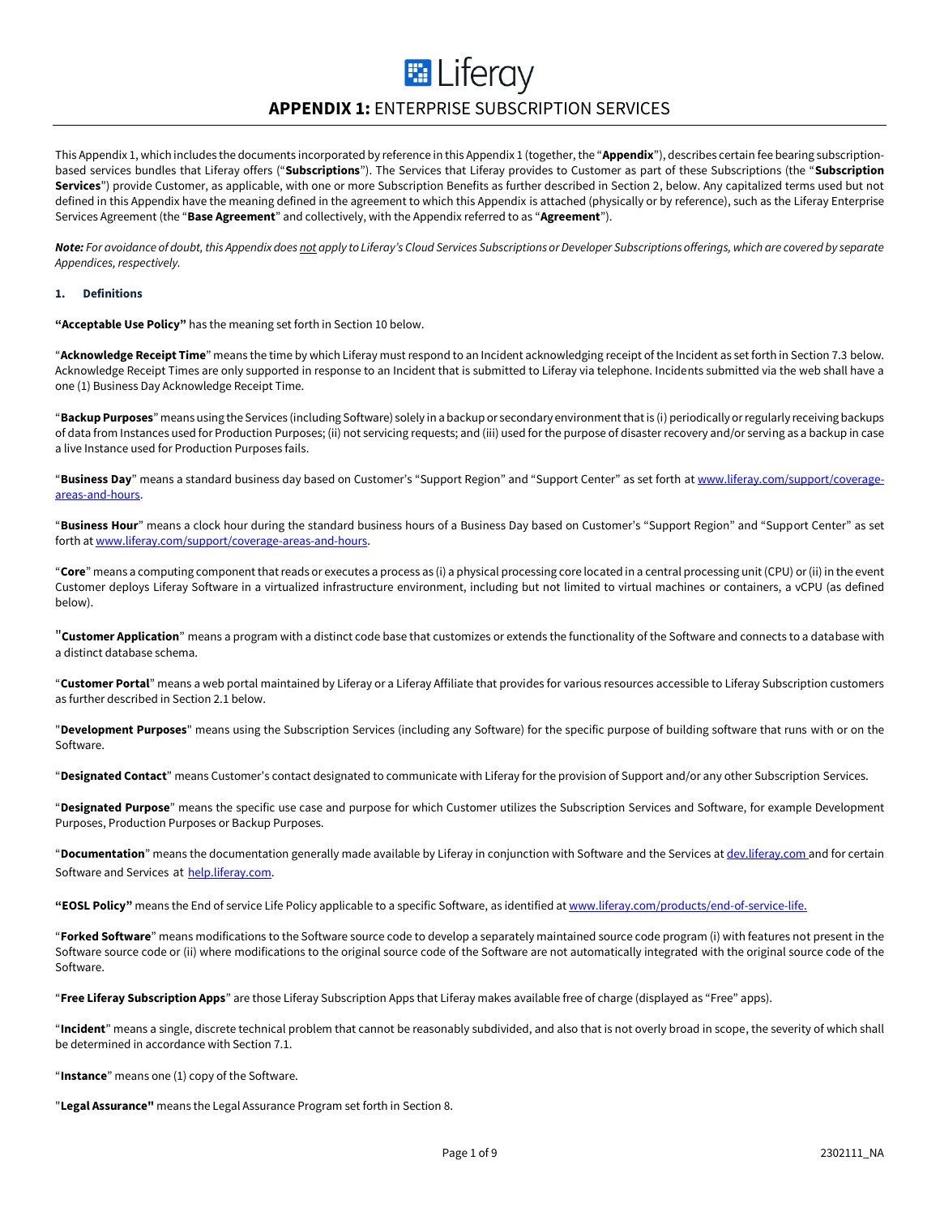# **APPENDIX 1:** ENTERPRISE SUBSCRIPTION SERVICES

This Appendix 1, which includes the documents incorporated by reference in this Appendix 1 (together, the "**Appendix**"), describes certain fee bearing subscription-based services bundles that Liferay offers ("**Subscriptions**"). The Services that Liferay provides to Customer as part of these Subscriptions (the "**Subscription Services**") provide Customer, as applicable, with one or more Subscription Benefits as further described in Section 2, below. Any capitalized terms used but not defined in this Appendix have the meaning defined in the agreement to which this Appendix is attached (physically or by reference), such as the Liferay Enterprise Services Agreement (the "**Base Agreement**" and collectively, with the Appendix referred to as "**Agreement**").

***Note:*** *For avoidance of doubt, this Appendix does not apply to Liferay's Cloud Services Subscriptions or Developer Subscriptions offerings, which are covered by separate Appendices, respectively.*

## 1. Definitions

**"Acceptable Use Policy"** has the meaning set forth in Section 10 below.

"**Acknowledge Receipt Time**" means the time by which Liferay must respond to an Incident acknowledging receipt of the Incident as set forth in Section 7.3 below. Acknowledge Receipt Times are only supported in response to an Incident that is submitted to Liferay via telephone. Incidents submitted via the web shall have a one (1) Business Day Acknowledge Receipt Time.

"**Backup Purposes**" means using the Services (including Software) solely in a backup or secondary environment that is (i) periodically or regularly receiving backups of data from Instances used for Production Purposes; (ii) not servicing requests; and (iii) used for the purpose of disaster recovery and/or serving as a backup in case a live Instance used for Production Purposes fails.

"**Business Day**" means a standard business day based on Customer's "Support Region" and "Support Center" as set forth at www.liferay.com/support/coverage-areas-and-hours.

"**Business Hour**" means a clock hour during the standard business hours of a Business Day based on Customer's "Support Region" and "Support Center" as set forth at www.liferay.com/support/coverage-areas-and-hours.

"**Core**" means a computing component that reads or executes a process as (i) a physical processing core located in a central processing unit (CPU) or (ii) in the event Customer deploys Liferay Software in a virtualized infrastructure environment, including but not limited to virtual machines or containers, a vCPU (as defined below).

"**Customer Application**" means a program with a distinct code base that customizes or extends the functionality of the Software and connects to a database with a distinct database schema.

"**Customer Portal**" means a web portal maintained by Liferay or a Liferay Affiliate that provides for various resources accessible to Liferay Subscription customers as further described in Section 2.1 below.

"**Development Purposes**" means using the Subscription Services (including any Software) for the specific purpose of building software that runs with or on the Software.

"**Designated Contact**" means Customer's contact designated to communicate with Liferay for the provision of Support and/or any other Subscription Services.

"**Designated Purpose**" means the specific use case and purpose for which Customer utilizes the Subscription Services and Software, for example Development Purposes, Production Purposes or Backup Purposes.

"**Documentation**" means the documentation generally made available by Liferay in conjunction with Software and the Services at dev.liferay.com and for certain Software and Services at help.liferay.com.

**"EOSL Policy"** means the End of service Life Policy applicable to a specific Software, as identified at www.liferay.com/products/end-of-service-life.

"**Forked Software**" means modifications to the Software source code to develop a separately maintained source code program (i) with features not present in the Software source code or (ii) where modifications to the original source code of the Software are not automatically integrated with the original source code of the Software.

"**Free Liferay Subscription Apps**" are those Liferay Subscription Apps that Liferay makes available free of charge (displayed as "Free" apps).

"**Incident**" means a single, discrete technical problem that cannot be reasonably subdivided, and also that is not overly broad in scope, the severity of which shall be determined in accordance with Section 7.1.

"**Instance**" means one (1) copy of the Software.

"**Legal Assurance"** means the Legal Assurance Program set forth in Section 8.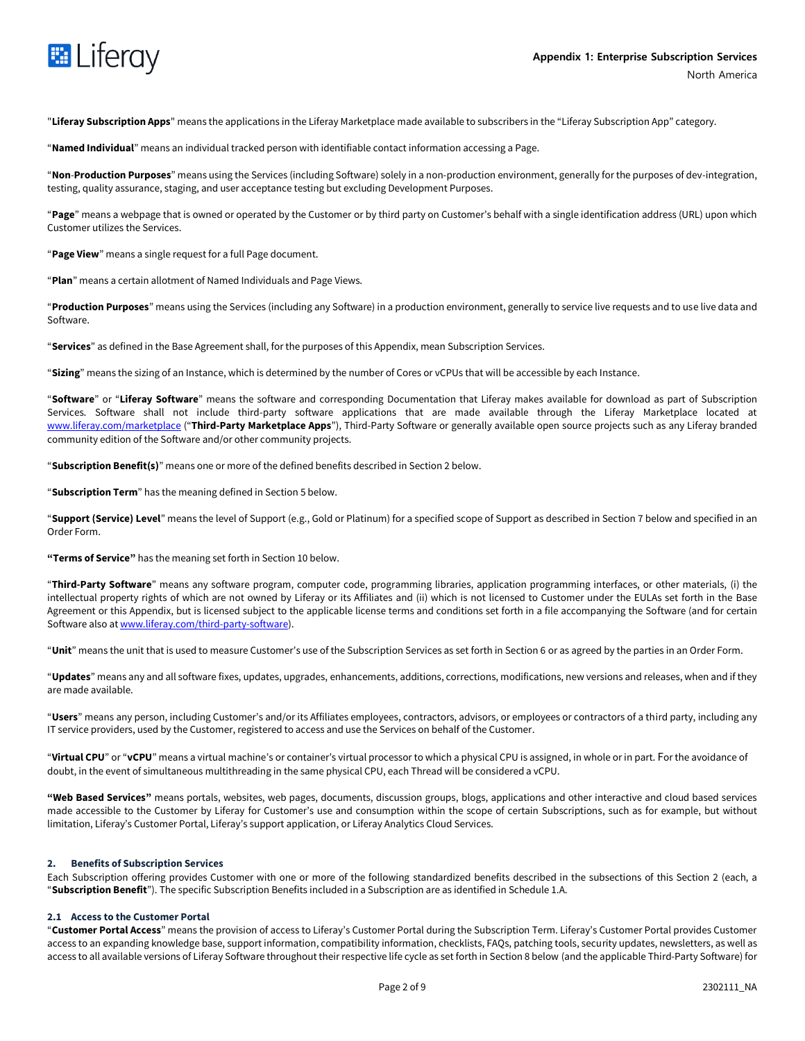"**Liferay Subscription Apps**" means the applications in the Liferay Marketplace made available to subscribers in the "Liferay Subscription App" category.

"**Named Individual**" means an individual tracked person with identifiable contact information accessing a Page.

"**Non-Production Purposes**" means using the Services (including Software) solely in a non-production environment, generally for the purposes of dev-integration, testing, quality assurance, staging, and user acceptance testing but excluding Development Purposes.

"**Page**" means a webpage that is owned or operated by the Customer or by third party on Customer's behalf with a single identification address (URL) upon which Customer utilizes the Services.

"**Page View**" means a single request for a full Page document.

"**Plan**" means a certain allotment of Named Individuals and Page Views.

"**Production Purposes**" means using the Services (including any Software) in a production environment, generally to service live requests and to use live data and Software.

"**Services**" as defined in the Base Agreement shall, for the purposes of this Appendix, mean Subscription Services.

"**Sizing**" means the sizing of an Instance, which is determined by the number of Cores or vCPUs that will be accessible by each Instance.

"**Software**" or "**Liferay Software**" means the software and corresponding Documentation that Liferay makes available for download as part of Subscription Services. Software shall not include third-party software applications that are made available through the Liferay Marketplace located at [www.liferay.com/marketplace](www.liferay.com/marketplace) ("**Third-Party Marketplace Apps**"), Third-Party Software or generally available open source projects such as any Liferay branded community edition of the Software and/or other community projects.

"**Subscription Benefit(s)**" means one or more of the defined benefits described in Section 2 below.

"**Subscription Term**" has the meaning defined in Section 5 below.

"**Support (Service) Level**" means the level of Support (e.g., Gold or Platinum) for a specified scope of Support as described in Section 7 below and specified in an Order Form.

**"Terms of Service"** has the meaning set forth in Section 10 below.

"**Third-Party Software**" means any software program, computer code, programming libraries, application programming interfaces, or other materials, (i) the intellectual property rights of which are not owned by Liferay or its Affiliates and (ii) which is not licensed to Customer under the EULAs set forth in the Base Agreement or this Appendix, but is licensed subject to the applicable license terms and conditions set forth in a file accompanying the Software (and for certain Software also at [www.liferay.com/third-party-software](www.liferay.com/third-party-software)).

"**Unit**" means the unit that is used to measure Customer's use of the Subscription Services as set forth in Section 6 or as agreed by the parties in an Order Form.

"**Updates**" means any and all software fixes, updates, upgrades, enhancements, additions, corrections, modifications, new versions and releases, when and if they are made available.

"**Users**" means any person, including Customer's and/or its Affiliates employees, contractors, advisors, or employees or contractors of a third party, including any IT service providers, used by the Customer, registered to access and use the Services on behalf of the Customer.

"**Virtual CPU**" or "**vCPU**" means a virtual machine's or container's virtual processor to which a physical CPU is assigned, in whole or in part. For the avoidance of doubt, in the event of simultaneous multithreading in the same physical CPU, each Thread will be considered a vCPU.

**"Web Based Services"** means portals, websites, web pages, documents, discussion groups, blogs, applications and other interactive and cloud based services made accessible to the Customer by Liferay for Customer's use and consumption within the scope of certain Subscriptions, such as for example, but without limitation, Liferay's Customer Portal, Liferay's support application, or Liferay Analytics Cloud Services.

## 2. Benefits of Subscription Services

Each Subscription offering provides Customer with one or more of the following standardized benefits described in the subsections of this Section 2 (each, a "**Subscription Benefit**"). The specific Subscription Benefits included in a Subscription are as identified in Schedule 1.A.

### 2.1 Access to the Customer Portal

"**Customer Portal Access**" means the provision of access to Liferay's Customer Portal during the Subscription Term. Liferay's Customer Portal provides Customer access to an expanding knowledge base, support information, compatibility information, checklists, FAQs, patching tools, security updates, newsletters, as well as access to all available versions of Liferay Software throughout their respective life cycle as set forth in Section 8 below (and the applicable Third-Party Software) for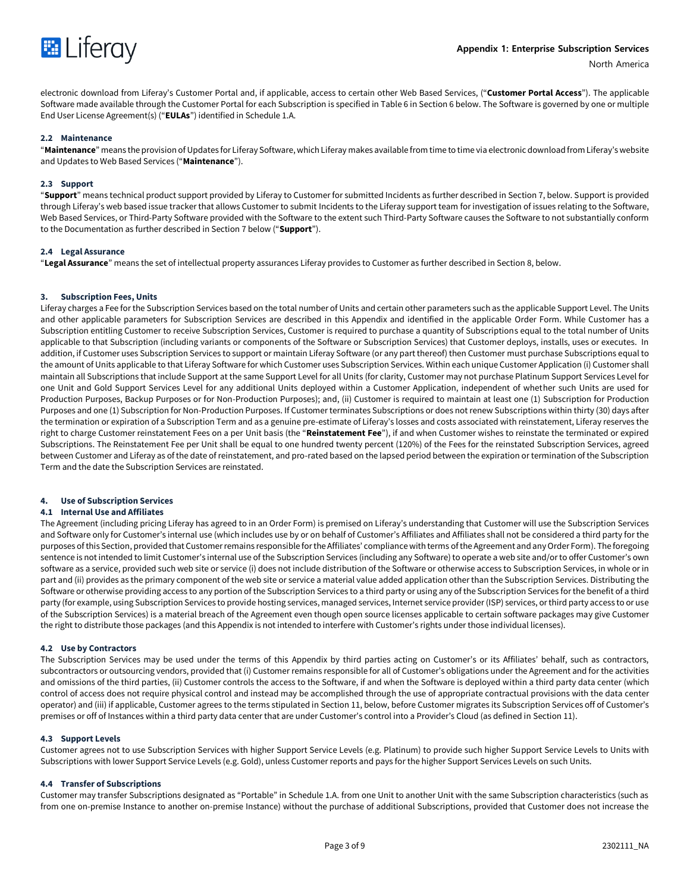electronic download from Liferay's Customer Portal and, if applicable, access to certain other Web Based Services, ("**Customer Portal Access**"). The applicable Software made available through the Customer Portal for each Subscription is specified in Table 6 in Section 6 below. The Software is governed by one or multiple End User License Agreement(s) ("**EULAs**") identified in Schedule 1.A.

### 2.2 Maintenance

"**Maintenance**" means the provision of Updates for Liferay Software, which Liferay makes available from time to time via electronic download from Liferay's website and Updates to Web Based Services ("**Maintenance**").

### 2.3 Support

"**Support**" means technical product support provided by Liferay to Customer for submitted Incidents as further described in Section 7, below. Support is provided through Liferay's web based issue tracker that allows Customer to submit Incidents to the Liferay support team for investigation of issues relating to the Software, Web Based Services, or Third-Party Software provided with the Software to the extent such Third-Party Software causes the Software to not substantially conform to the Documentation as further described in Section 7 below ("**Support**").

### 2.4 Legal Assurance

"**Legal Assurance**" means the set of intellectual property assurances Liferay provides to Customer as further described in Section 8, below.

## 3. Subscription Fees, Units

Liferay charges a Fee for the Subscription Services based on the total number of Units and certain other parameters such as the applicable Support Level. The Units and other applicable parameters for Subscription Services are described in this Appendix and identified in the applicable Order Form. While Customer has a Subscription entitling Customer to receive Subscription Services, Customer is required to purchase a quantity of Subscriptions equal to the total number of Units applicable to that Subscription (including variants or components of the Software or Subscription Services) that Customer deploys, installs, uses or executes. In addition, if Customer uses Subscription Services to support or maintain Liferay Software (or any part thereof) then Customer must purchase Subscriptions equal to the amount of Units applicable to that Liferay Software for which Customer uses Subscription Services. Within each unique Customer Application (i) Customer shall maintain all Subscriptions that include Support at the same Support Level for all Units (for clarity, Customer may not purchase Platinum Support Services Level for one Unit and Gold Support Services Level for any additional Units deployed within a Customer Application, independent of whether such Units are used for Production Purposes, Backup Purposes or for Non-Production Purposes); and, (ii) Customer is required to maintain at least one (1) Subscription for Production Purposes and one (1) Subscription for Non-Production Purposes. If Customer terminates Subscriptions or does not renew Subscriptions within thirty (30) days after the termination or expiration of a Subscription Term and as a genuine pre-estimate of Liferay's losses and costs associated with reinstatement, Liferay reserves the right to charge Customer reinstatement Fees on a per Unit basis (the "**Reinstatement Fee**"), if and when Customer wishes to reinstate the terminated or expired Subscriptions. The Reinstatement Fee per Unit shall be equal to one hundred twenty percent (120%) of the Fees for the reinstated Subscription Services, agreed between Customer and Liferay as of the date of reinstatement, and pro-rated based on the lapsed period between the expiration or termination of the Subscription Term and the date the Subscription Services are reinstated.

## 4. Use of Subscription Services

### 4.1 Internal Use and Affiliates

The Agreement (including pricing Liferay has agreed to in an Order Form) is premised on Liferay's understanding that Customer will use the Subscription Services and Software only for Customer's internal use (which includes use by or on behalf of Customer's Affiliates and Affiliates shall not be considered a third party for the purposes of this Section, provided that Customer remains responsible for the Affiliates' compliance with terms of the Agreement and any Order Form). The foregoing sentence is not intended to limit Customer's internal use of the Subscription Services (including any Software) to operate a web site and/or to offer Customer's own software as a service, provided such web site or service (i) does not include distribution of the Software or otherwise access to Subscription Services, in whole or in part and (ii) provides as the primary component of the web site or service a material value added application other than the Subscription Services. Distributing the Software or otherwise providing access to any portion of the Subscription Services to a third party or using any of the Subscription Services for the benefit of a third party (for example, using Subscription Services to provide hosting services, managed services, Internet service provider (ISP) services, or third party access to or use of the Subscription Services) is a material breach of the Agreement even though open source licenses applicable to certain software packages may give Customer the right to distribute those packages (and this Appendix is not intended to interfere with Customer's rights under those individual licenses).

### 4.2 Use by Contractors

The Subscription Services may be used under the terms of this Appendix by third parties acting on Customer's or its Affiliates' behalf, such as contractors, subcontractors or outsourcing vendors, provided that (i) Customer remains responsible for all of Customer's obligations under the Agreement and for the activities and omissions of the third parties, (ii) Customer controls the access to the Software, if and when the Software is deployed within a third party data center (which control of access does not require physical control and instead may be accomplished through the use of appropriate contractual provisions with the data center operator) and (iii) if applicable, Customer agrees to the terms stipulated in Section 11, below, before Customer migrates its Subscription Services off of Customer's premises or off of Instances within a third party data center that are under Customer's control into a Provider's Cloud (as defined in Section 11).

### 4.3 Support Levels

Customer agrees not to use Subscription Services with higher Support Service Levels (e.g. Platinum) to provide such higher Support Service Levels to Units with Subscriptions with lower Support Service Levels (e.g. Gold), unless Customer reports and pays for the higher Support Services Levels on such Units.

### 4.4 Transfer of Subscriptions

Customer may transfer Subscriptions designated as "Portable" in Schedule 1.A. from one Unit to another Unit with the same Subscription characteristics (such as from one on-premise Instance to another on-premise Instance) without the purchase of additional Subscriptions, provided that Customer does not increase the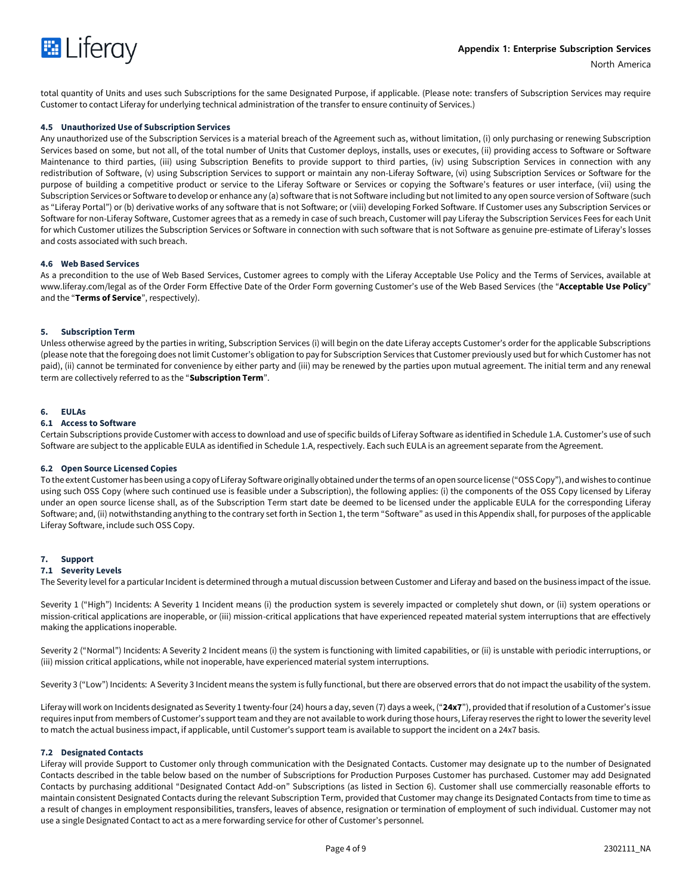total quantity of Units and uses such Subscriptions for the same Designated Purpose, if applicable. (Please note: transfers of Subscription Services may require Customer to contact Liferay for underlying technical administration of the transfer to ensure continuity of Services.)

### 4.5 Unauthorized Use of Subscription Services

Any unauthorized use of the Subscription Services is a material breach of the Agreement such as, without limitation, (i) only purchasing or renewing Subscription Services based on some, but not all, of the total number of Units that Customer deploys, installs, uses or executes, (ii) providing access to Software or Software Maintenance to third parties, (iii) using Subscription Benefits to provide support to third parties, (iv) using Subscription Services in connection with any redistribution of Software, (v) using Subscription Services to support or maintain any non-Liferay Software, (vi) using Subscription Services or Software for the purpose of building a competitive product or service to the Liferay Software or Services or copying the Software's features or user interface, (vii) using the Subscription Services or Software to develop or enhance any (a) software that is not Software including but not limited to any open source version of Software (such as "Liferay Portal") or (b) derivative works of any software that is not Software; or (viii) developing Forked Software. If Customer uses any Subscription Services or Software for non-Liferay Software, Customer agrees that as a remedy in case of such breach, Customer will pay Liferay the Subscription Services Fees for each Unit for which Customer utilizes the Subscription Services or Software in connection with such software that is not Software as genuine pre-estimate of Liferay's losses and costs associated with such breach.

### 4.6 Web Based Services

As a precondition to the use of Web Based Services, Customer agrees to comply with the Liferay Acceptable Use Policy and the Terms of Services, available at www.liferay.com/legal as of the Order Form Effective Date of the Order Form governing Customer's use of the Web Based Services (the "**Acceptable Use Policy**" and the "**Terms of Service**", respectively).

## 5. Subscription Term

Unless otherwise agreed by the parties in writing, Subscription Services (i) will begin on the date Liferay accepts Customer's order for the applicable Subscriptions (please note that the foregoing does not limit Customer's obligation to pay for Subscription Services that Customer previously used but for which Customer has not paid), (ii) cannot be terminated for convenience by either party and (iii) may be renewed by the parties upon mutual agreement. The initial term and any renewal term are collectively referred to as the "**Subscription Term**".

## 6. EULAs

### 6.1 Access to Software

Certain Subscriptions provide Customer with access to download and use of specific builds of Liferay Software as identified in Schedule 1.A. Customer's use of such Software are subject to the applicable EULA as identified in Schedule 1.A, respectively. Each such EULA is an agreement separate from the Agreement.

### 6.2 Open Source Licensed Copies

To the extent Customer has been using a copy of Liferay Software originally obtained under the terms of an open source license ("OSS Copy"), and wishes to continue using such OSS Copy (where such continued use is feasible under a Subscription), the following applies: (i) the components of the OSS Copy licensed by Liferay under an open source license shall, as of the Subscription Term start date be deemed to be licensed under the applicable EULA for the corresponding Liferay Software; and, (ii) notwithstanding anything to the contrary set forth in Section 1, the term "Software" as used in this Appendix shall, for purposes of the applicable Liferay Software, include such OSS Copy.

## 7. Support

### 7.1 Severity Levels

The Severity level for a particular Incident is determined through a mutual discussion between Customer and Liferay and based on the business impact of the issue.

Severity 1 ("High") Incidents: A Severity 1 Incident means (i) the production system is severely impacted or completely shut down, or (ii) system operations or mission-critical applications are inoperable, or (iii) mission-critical applications that have experienced repeated material system interruptions that are effectively making the applications inoperable.

Severity 2 ("Normal") Incidents: A Severity 2 Incident means (i) the system is functioning with limited capabilities, or (ii) is unstable with periodic interruptions, or (iii) mission critical applications, while not inoperable, have experienced material system interruptions.

Severity 3 ("Low") Incidents: A Severity 3 Incident means the system is fully functional, but there are observed errors that do not impact the usability of the system.

Liferay will work on Incidents designated as Severity 1 twenty-four (24) hours a day, seven (7) days a week, ("**24x7**"), provided that if resolution of a Customer's issue requires input from members of Customer's support team and they are not available to work during those hours, Liferay reserves the right to lower the severity level to match the actual business impact, if applicable, until Customer's support team is available to support the incident on a 24x7 basis.

### 7.2 Designated Contacts

Liferay will provide Support to Customer only through communication with the Designated Contacts. Customer may designate up to the number of Designated Contacts described in the table below based on the number of Subscriptions for Production Purposes Customer has purchased. Customer may add Designated Contacts by purchasing additional "Designated Contact Add-on" Subscriptions (as listed in Section 6). Customer shall use commercially reasonable efforts to maintain consistent Designated Contacts during the relevant Subscription Term, provided that Customer may change its Designated Contacts from time to time as a result of changes in employment responsibilities, transfers, leaves of absence, resignation or termination of employment of such individual. Customer may not use a single Designated Contact to act as a mere forwarding service for other of Customer's personnel.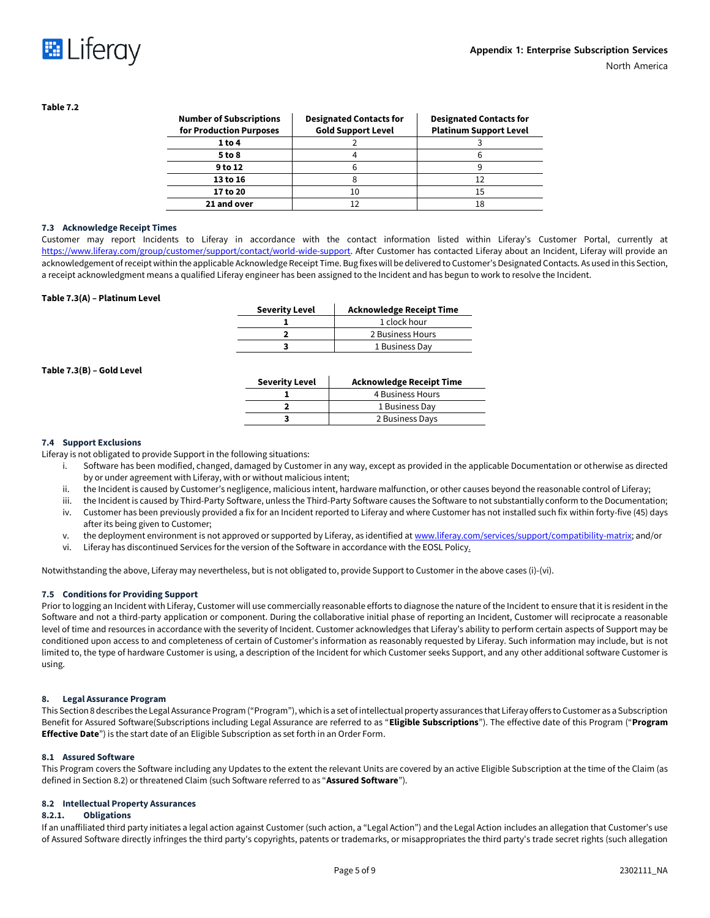**Table 7.2**

| Number of Subscriptions for Production Purposes | Designated Contacts for Gold Support Level | Designated Contacts for Platinum Support Level |
|---|---|---|
| **1 to 4** | 2 | 3 |
| **5 to 8** | 4 | 6 |
| **9 to 12** | 6 | 9 |
| **13 to 16** | 8 | 12 |
| **17 to 20** | 10 | 15 |
| **21 and over** | 12 | 18 |

### 7.3 Acknowledge Receipt Times

Customer may report Incidents to Liferay in accordance with the contact information listed within Liferay's Customer Portal, currently at https://www.liferay.com/group/customer/support/contact/world-wide-support. After Customer has contacted Liferay about an Incident, Liferay will provide an acknowledgement of receipt within the applicable Acknowledge Receipt Time. Bug fixes will be delivered to Customer's Designated Contacts. As used in this Section, a receipt acknowledgment means a qualified Liferay engineer has been assigned to the Incident and has begun to work to resolve the Incident.

**Table 7.3(A) – Platinum Level**

| Severity Level | Acknowledge Receipt Time |
|---|---|
| **1** | 1 clock hour |
| **2** | 2 Business Hours |
| **3** | 1 Business Day |

**Table 7.3(B) – Gold Level**

| Severity Level | Acknowledge Receipt Time |
|---|---|
| **1** | 4 Business Hours |
| **2** | 1 Business Day |
| **3** | 2 Business Days |

### 7.4 Support Exclusions

Liferay is not obligated to provide Support in the following situations:

i. Software has been modified, changed, damaged by Customer in any way, except as provided in the applicable Documentation or otherwise as directed by or under agreement with Liferay, with or without malicious intent;
ii. the Incident is caused by Customer's negligence, malicious intent, hardware malfunction, or other causes beyond the reasonable control of Liferay;
iii. the Incident is caused by Third-Party Software, unless the Third-Party Software causes the Software to not substantially conform to the Documentation;
iv. Customer has been previously provided a fix for an Incident reported to Liferay and where Customer has not installed such fix within forty-five (45) days after its being given to Customer;
v. the deployment environment is not approved or supported by Liferay, as identified at www.liferay.com/services/support/compatibility-matrix; and/or
vi. Liferay has discontinued Services for the version of the Software in accordance with the EOSL Policy.

Notwithstanding the above, Liferay may nevertheless, but is not obligated to, provide Support to Customer in the above cases (i)-(vi).

### 7.5 Conditions for Providing Support

Prior to logging an Incident with Liferay, Customer will use commercially reasonable efforts to diagnose the nature of the Incident to ensure that it is resident in the Software and not a third-party application or component. During the collaborative initial phase of reporting an Incident, Customer will reciprocate a reasonable level of time and resources in accordance with the severity of Incident. Customer acknowledges that Liferay's ability to perform certain aspects of Support may be conditioned upon access to and completeness of certain of Customer's information as reasonably requested by Liferay. Such information may include, but is not limited to, the type of hardware Customer is using, a description of the Incident for which Customer seeks Support, and any other additional software Customer is using.

## 8. Legal Assurance Program

This Section 8 describes the Legal Assurance Program ("Program"), which is a set of intellectual property assurances that Liferay offers to Customer as a Subscription Benefit for Assured Software(Subscriptions including Legal Assurance are referred to as "**Eligible Subscriptions**"). The effective date of this Program ("**Program Effective Date**") is the start date of an Eligible Subscription as set forth in an Order Form.

### 8.1 Assured Software

This Program covers the Software including any Updates to the extent the relevant Units are covered by an active Eligible Subscription at the time of the Claim (as defined in Section 8.2) or threatened Claim (such Software referred to as "**Assured Software**").

### 8.2 Intellectual Property Assurances

#### 8.2.1. Obligations

If an unaffiliated third party initiates a legal action against Customer (such action, a "Legal Action") and the Legal Action includes an allegation that Customer's use of Assured Software directly infringes the third party's copyrights, patents or trademarks, or misappropriates the third party's trade secret rights (such allegation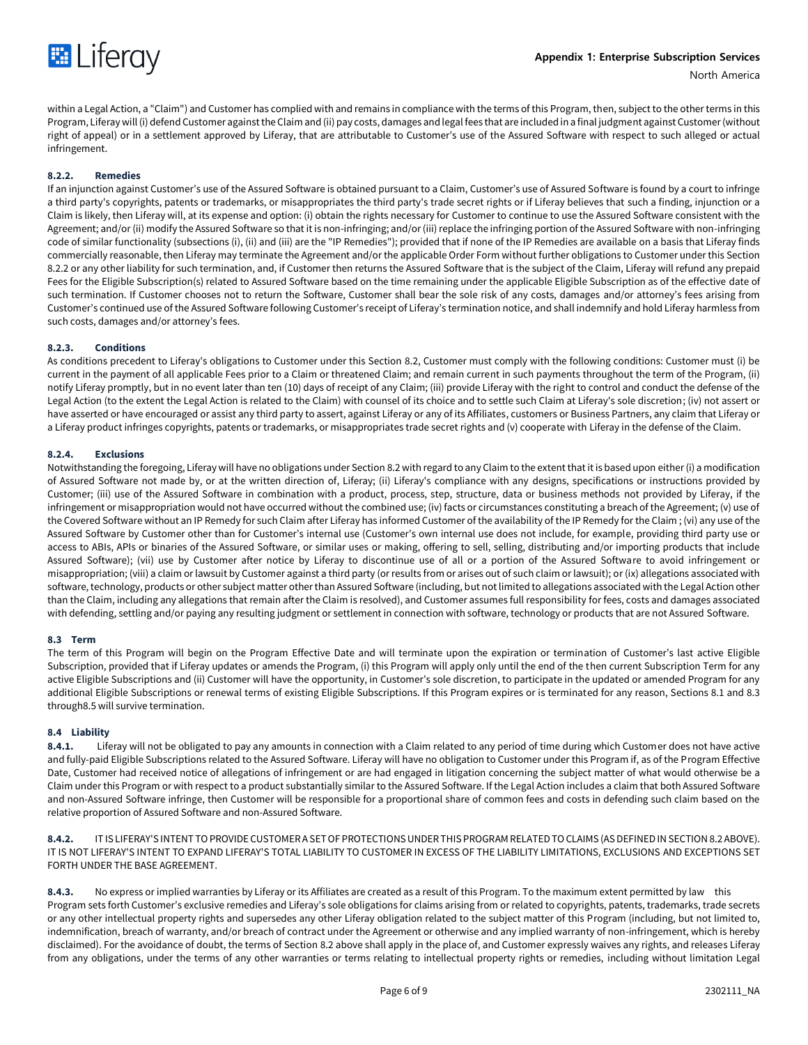within a Legal Action, a "Claim") and Customer has complied with and remains in compliance with the terms of this Program, then, subject to the other terms in this Program, Liferay will (i) defend Customer against the Claim and (ii) pay costs, damages and legal fees that are included in a final judgment against Customer (without right of appeal) or in a settlement approved by Liferay, that are attributable to Customer's use of the Assured Software with respect to such alleged or actual infringement.

#### 8.2.2. Remedies

If an injunction against Customer's use of the Assured Software is obtained pursuant to a Claim, Customer's use of Assured Software is found by a court to infringe a third party's copyrights, patents or trademarks, or misappropriates the third party's trade secret rights or if Liferay believes that such a finding, injunction or a Claim is likely, then Liferay will, at its expense and option: (i) obtain the rights necessary for Customer to continue to use the Assured Software consistent with the Agreement; and/or (ii) modify the Assured Software so that it is non-infringing; and/or (iii) replace the infringing portion of the Assured Software with non-infringing code of similar functionality (subsections (i), (ii) and (iii) are the "IP Remedies"); provided that if none of the IP Remedies are available on a basis that Liferay finds commercially reasonable, then Liferay may terminate the Agreement and/or the applicable Order Form without further obligations to Customer under this Section 8.2.2 or any other liability for such termination, and, if Customer then returns the Assured Software that is the subject of the Claim, Liferay will refund any prepaid Fees for the Eligible Subscription(s) related to Assured Software based on the time remaining under the applicable Eligible Subscription as of the effective date of such termination. If Customer chooses not to return the Software, Customer shall bear the sole risk of any costs, damages and/or attorney's fees arising from Customer's continued use of the Assured Software following Customer's receipt of Liferay's termination notice, and shall indemnify and hold Liferay harmless from such costs, damages and/or attorney's fees.

#### 8.2.3. Conditions

As conditions precedent to Liferay's obligations to Customer under this Section 8.2, Customer must comply with the following conditions: Customer must (i) be current in the payment of all applicable Fees prior to a Claim or threatened Claim; and remain current in such payments throughout the term of the Program, (ii) notify Liferay promptly, but in no event later than ten (10) days of receipt of any Claim; (iii) provide Liferay with the right to control and conduct the defense of the Legal Action (to the extent the Legal Action is related to the Claim) with counsel of its choice and to settle such Claim at Liferay's sole discretion; (iv) not assert or have asserted or have encouraged or assist any third party to assert, against Liferay or any of its Affiliates, customers or Business Partners, any claim that Liferay or a Liferay product infringes copyrights, patents or trademarks, or misappropriates trade secret rights and (v) cooperate with Liferay in the defense of the Claim.

#### 8.2.4. Exclusions

Notwithstanding the foregoing, Liferay will have no obligations under Section 8.2 with regard to any Claim to the extent that it is based upon either (i) a modification of Assured Software not made by, or at the written direction of, Liferay; (ii) Liferay's compliance with any designs, specifications or instructions provided by Customer; (iii) use of the Assured Software in combination with a product, process, step, structure, data or business methods not provided by Liferay, if the infringement or misappropriation would not have occurred without the combined use; (iv) facts or circumstances constituting a breach of the Agreement; (v) use of the Covered Software without an IP Remedy for such Claim after Liferay has informed Customer of the availability of the IP Remedy for the Claim ; (vi) any use of the Assured Software by Customer other than for Customer's internal use (Customer's own internal use does not include, for example, providing third party use or access to ABIs, APIs or binaries of the Assured Software, or similar uses or making, offering to sell, selling, distributing and/or importing products that include Assured Software); (vii) use by Customer after notice by Liferay to discontinue use of all or a portion of the Assured Software to avoid infringement or misappropriation; (viii) a claim or lawsuit by Customer against a third party (or results from or arises out of such claim or lawsuit); or (ix) allegations associated with software, technology, products or other subject matter other than Assured Software (including, but not limited to allegations associated with the Legal Action other than the Claim, including any allegations that remain after the Claim is resolved), and Customer assumes full responsibility for fees, costs and damages associated with defending, settling and/or paying any resulting judgment or settlement in connection with software, technology or products that are not Assured Software.

### 8.3 Term

The term of this Program will begin on the Program Effective Date and will terminate upon the expiration or termination of Customer's last active Eligible Subscription, provided that if Liferay updates or amends the Program, (i) this Program will apply only until the end of the then current Subscription Term for any active Eligible Subscriptions and (ii) Customer will have the opportunity, in Customer's sole discretion, to participate in the updated or amended Program for any additional Eligible Subscriptions or renewal terms of existing Eligible Subscriptions. If this Program expires or is terminated for any reason, Sections 8.1 and 8.3 through8.5 will survive termination.

### 8.4 Liability

**8.4.1.** Liferay will not be obligated to pay any amounts in connection with a Claim related to any period of time during which Customer does not have active and fully-paid Eligible Subscriptions related to the Assured Software. Liferay will have no obligation to Customer under this Program if, as of the Program Effective Date, Customer had received notice of allegations of infringement or are had engaged in litigation concerning the subject matter of what would otherwise be a Claim under this Program or with respect to a product substantially similar to the Assured Software. If the Legal Action includes a claim that both Assured Software and non-Assured Software infringe, then Customer will be responsible for a proportional share of common fees and costs in defending such claim based on the relative proportion of Assured Software and non-Assured Software.

**8.4.2.** IT IS LIFERAY'S INTENT TO PROVIDE CUSTOMER A SET OF PROTECTIONS UNDER THIS PROGRAM RELATED TO CLAIMS (AS DEFINED IN SECTION 8.2 ABOVE). IT IS NOT LIFERAY'S INTENT TO EXPAND LIFERAY'S TOTAL LIABILITY TO CUSTOMER IN EXCESS OF THE LIABILITY LIMITATIONS, EXCLUSIONS AND EXCEPTIONS SET FORTH UNDER THE BASE AGREEMENT.

**8.4.3.** No express or implied warranties by Liferay or its Affiliates are created as a result of this Program. To the maximum extent permitted by law this Program sets forth Customer's exclusive remedies and Liferay's sole obligations for claims arising from or related to copyrights, patents, trademarks, trade secrets or any other intellectual property rights and supersedes any other Liferay obligation related to the subject matter of this Program (including, but not limited to, indemnification, breach of warranty, and/or breach of contract under the Agreement or otherwise and any implied warranty of non-infringement, which is hereby disclaimed). For the avoidance of doubt, the terms of Section 8.2 above shall apply in the place of, and Customer expressly waives any rights, and releases Liferay from any obligations, under the terms of any other warranties or terms relating to intellectual property rights or remedies, including without limitation Legal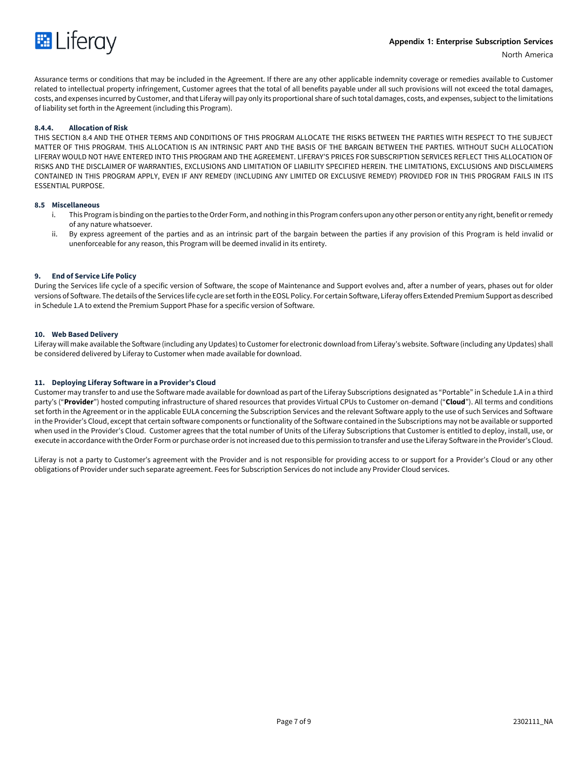Assurance terms or conditions that may be included in the Agreement. If there are any other applicable indemnity coverage or remedies available to Customer related to intellectual property infringement, Customer agrees that the total of all benefits payable under all such provisions will not exceed the total damages, costs, and expenses incurred by Customer, and that Liferay will pay only its proportional share of such total damages, costs, and expenses, subject to the limitations of liability set forth in the Agreement (including this Program).

#### 8.4.4. Allocation of Risk

THIS SECTION 8.4 AND THE OTHER TERMS AND CONDITIONS OF THIS PROGRAM ALLOCATE THE RISKS BETWEEN THE PARTIES WITH RESPECT TO THE SUBJECT MATTER OF THIS PROGRAM. THIS ALLOCATION IS AN INTRINSIC PART AND THE BASIS OF THE BARGAIN BETWEEN THE PARTIES. WITHOUT SUCH ALLOCATION LIFERAY WOULD NOT HAVE ENTERED INTO THIS PROGRAM AND THE AGREEMENT. LIFERAY'S PRICES FOR SUBSCRIPTION SERVICES REFLECT THIS ALLOCATION OF RISKS AND THE DISCLAIMER OF WARRANTIES, EXCLUSIONS AND LIMITATION OF LIABILITY SPECIFIED HEREIN. THE LIMITATIONS, EXCLUSIONS AND DISCLAIMERS CONTAINED IN THIS PROGRAM APPLY, EVEN IF ANY REMEDY (INCLUDING ANY LIMITED OR EXCLUSIVE REMEDY) PROVIDED FOR IN THIS PROGRAM FAILS IN ITS ESSENTIAL PURPOSE.

### 8.5 Miscellaneous

i. This Program is binding on the parties to the Order Form, and nothing in this Program confers upon any other person or entity any right, benefit or remedy of any nature whatsoever.

ii. By express agreement of the parties and as an intrinsic part of the bargain between the parties if any provision of this Program is held invalid or unenforceable for any reason, this Program will be deemed invalid in its entirety.

## 9. End of Service Life Policy

During the Services life cycle of a specific version of Software, the scope of Maintenance and Support evolves and, after a number of years, phases out for older versions of Software. The details of the Services life cycle are set forth in the EOSL Policy. For certain Software, Liferay offers Extended Premium Support as described in Schedule 1.A to extend the Premium Support Phase for a specific version of Software.

## 10. Web Based Delivery

Liferay will make available the Software (including any Updates) to Customer for electronic download from Liferay's website. Software (including any Updates) shall be considered delivered by Liferay to Customer when made available for download.

## 11. Deploying Liferay Software in a Provider's Cloud

Customer may transfer to and use the Software made available for download as part of the Liferay Subscriptions designated as "Portable" in Schedule 1.A in a third party's ("**Provider**") hosted computing infrastructure of shared resources that provides Virtual CPUs to Customer on-demand ("**Cloud**"). All terms and conditions set forth in the Agreement or in the applicable EULA concerning the Subscription Services and the relevant Software apply to the use of such Services and Software in the Provider's Cloud, except that certain software components or functionality of the Software contained in the Subscriptions may not be available or supported when used in the Provider's Cloud. Customer agrees that the total number of Units of the Liferay Subscriptions that Customer is entitled to deploy, install, use, or execute in accordance with the Order Form or purchase order is not increased due to this permission to transfer and use the Liferay Software in the Provider's Cloud.

Liferay is not a party to Customer's agreement with the Provider and is not responsible for providing access to or support for a Provider's Cloud or any other obligations of Provider under such separate agreement. Fees for Subscription Services do not include any Provider Cloud services.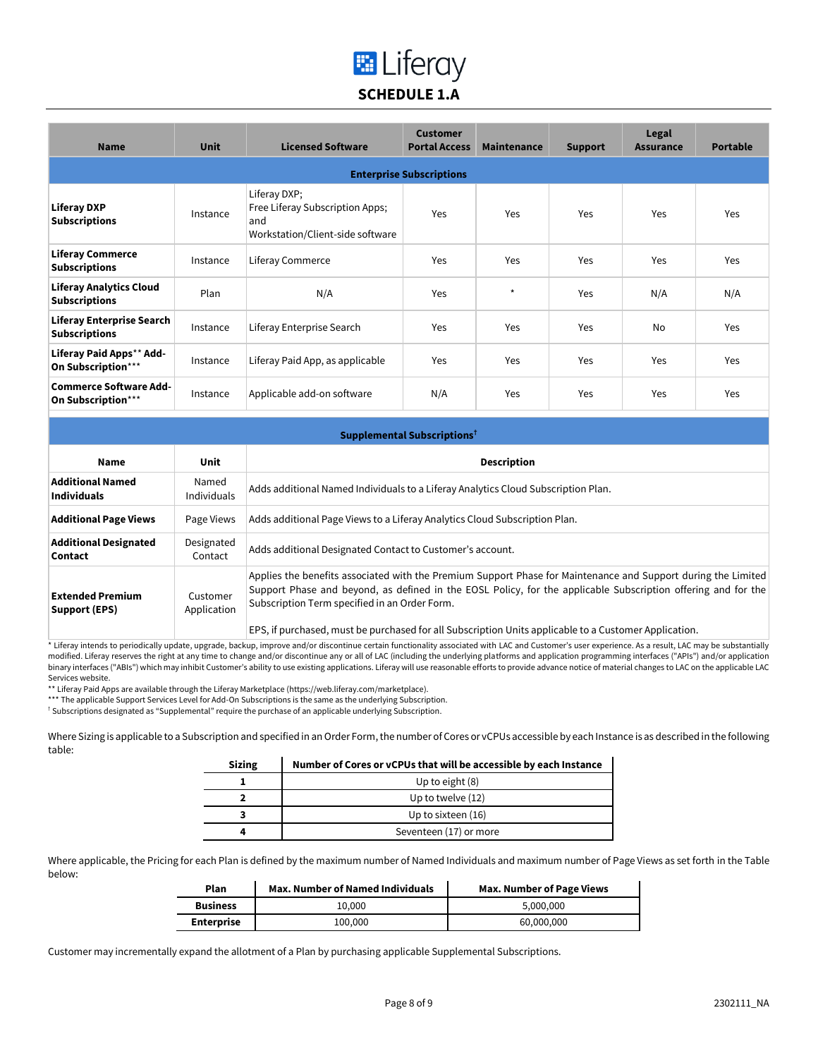# SCHEDULE 1.A

| Name | Unit | Licensed Software | Customer Portal Access | Maintenance | Support | Legal Assurance | Portable |
|---|---|---|---|---|---|---|---|
| **Enterprise Subscriptions** | | | | | | | |
| **Liferay DXP Subscriptions** | Instance | Liferay DXP; Free Liferay Subscription Apps; and Workstation/Client-side software | Yes | Yes | Yes | Yes | Yes |
| **Liferay Commerce Subscriptions** | Instance | Liferay Commerce | Yes | Yes | Yes | Yes | Yes |
| **Liferay Analytics Cloud Subscriptions** | Plan | N/A | Yes | * | Yes | N/A | N/A |
| **Liferay Enterprise Search Subscriptions** | Instance | Liferay Enterprise Search | Yes | Yes | Yes | No | Yes |
| **Liferay Paid Apps** Add-On Subscription***** | Instance | Liferay Paid App, as applicable | Yes | Yes | Yes | Yes | Yes |
| **Commerce Software Add-On Subscription***** | Instance | Applicable add-on software | N/A | Yes | Yes | Yes | Yes |

| Supplemental Subscriptions† | | |
|---|---|---|
| **Name** | **Unit** | **Description** |
| **Additional Named Individuals** | Named Individuals | Adds additional Named Individuals to a Liferay Analytics Cloud Subscription Plan. |
| **Additional Page Views** | Page Views | Adds additional Page Views to a Liferay Analytics Cloud Subscription Plan. |
| **Additional Designated Contact** | Designated Contact | Adds additional Designated Contact to Customer's account. |
| **Extended Premium Support (EPS)** | Customer Application | Applies the benefits associated with the Premium Support Phase for Maintenance and Support during the Limited Support Phase and beyond, as defined in the EOSL Policy, for the applicable Subscription offering and for the Subscription Term specified in an Order Form. EPS, if purchased, must be purchased for all Subscription Units applicable to a Customer Application. |

* Liferay intends to periodically update, upgrade, backup, improve and/or discontinue certain functionality associated with LAC and Customer's user experience. As a result, LAC may be substantially modified. Liferay reserves the right at any time to change and/or discontinue any or all of LAC (including the underlying platforms and application programming interfaces ("APIs") and/or application binary interfaces ("ABIs") which may inhibit Customer's ability to use existing applications. Liferay will use reasonable efforts to provide advance notice of material changes to LAC on the applicable LAC Services website.

** Liferay Paid Apps are available through the Liferay Marketplace (https://web.liferay.com/marketplace).

*** The applicable Support Services Level for Add-On Subscriptions is the same as the underlying Subscription.

† Subscriptions designated as "Supplemental" require the purchase of an applicable underlying Subscription.

Where Sizing is applicable to a Subscription and specified in an Order Form, the number of Cores or vCPUs accessible by each Instance is as described in the following table:

| Sizing | Number of Cores or vCPUs that will be accessible by each Instance |
|---|---|
| **1** | Up to eight (8) |
| **2** | Up to twelve (12) |
| **3** | Up to sixteen (16) |
| **4** | Seventeen (17) or more |

Where applicable, the Pricing for each Plan is defined by the maximum number of Named Individuals and maximum number of Page Views as set forth in the Table below:

| Plan | Max. Number of Named Individuals | Max. Number of Page Views |
|---|---|---|
| **Business** | 10,000 | 5,000,000 |
| **Enterprise** | 100,000 | 60,000,000 |

Customer may incrementally expand the allotment of a Plan by purchasing applicable Supplemental Subscriptions.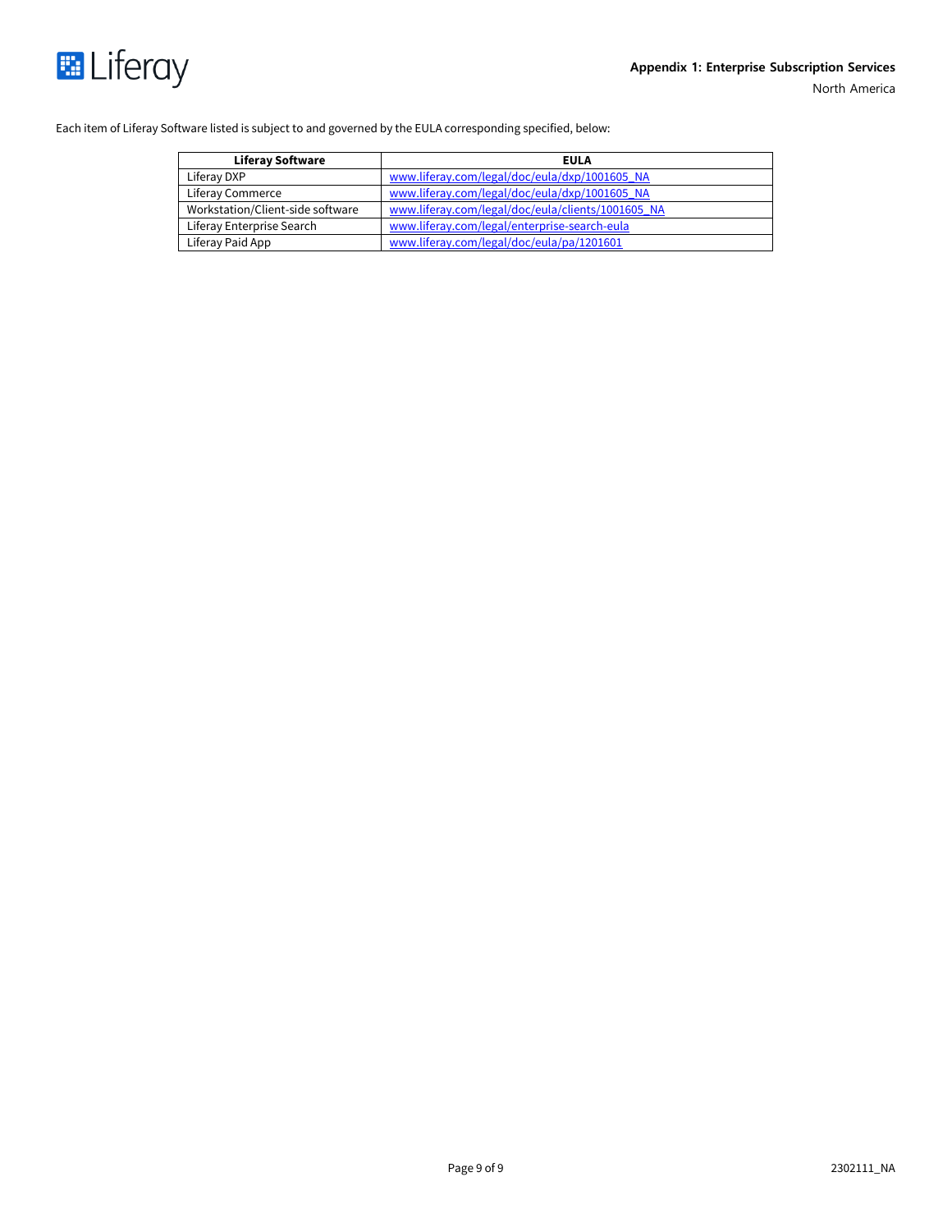Each item of Liferay Software listed is subject to and governed by the EULA corresponding specified, below:

| Liferay Software | EULA |
| --- | --- |
| Liferay DXP | www.liferay.com/legal/doc/eula/dxp/1001605_NA |
| Liferay Commerce | www.liferay.com/legal/doc/eula/dxp/1001605_NA |
| Workstation/Client-side software | www.liferay.com/legal/doc/eula/clients/1001605_NA |
| Liferay Enterprise Search | www.liferay.com/legal/enterprise-search-eula |
| Liferay Paid App | www.liferay.com/legal/doc/eula/pa/1201601 |